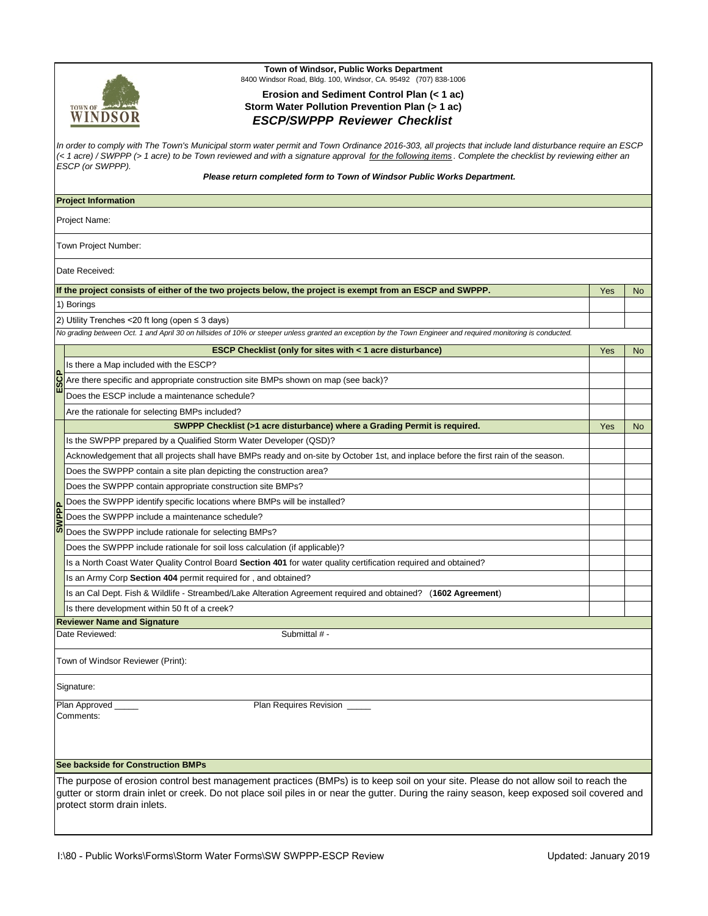**Town of Windsor, Public Works Department**
8400 Windsor Road, Bldg. 100, Windsor, CA. 95492 (707) 838-1006

**Erosion and Sediment Control Plan (< 1 ac)**
**Storm Water Pollution Prevention Plan (> 1 ac)**
***ESCP/SWPPP Reviewer Checklist***

*In order to comply with The Town's Municipal storm water permit and Town Ordinance 2016-303, all projects that include land disturbance require an ESCP (< 1 acre) / SWPPP (> 1 acre) to be Town reviewed and with a signature approval for the following items. Complete the checklist by reviewing either an ESCP (or SWPPP).*

***Please return completed form to Town of Windsor Public Works Department.***

**Project Information**

Project Name:

Town Project Number:

Date Received:

| **If the project consists of either of the two projects below, the project is exempt from an ESCP and SWPPP.** | Yes | No |
|---|---|---|
| 1) Borings | | |
| 2) Utility Trenches <20 ft long (open ≤ 3 days) | | |

*No grading between Oct. 1 and April 30 on hillsides of 10% or steeper unless granted an exception by the Town Engineer and required monitoring is conducted.*

| | **ESCP Checklist (only for sites with < 1 acre disturbance)** | Yes | No |
|---|---|---|---|
| ESCP | Is there a Map included with the ESCP? | | |
| | Are there specific and appropriate construction site BMPs shown on map (see back)? | | |
| | Does the ESCP include a maintenance schedule? | | |
| | Are the rationale for selecting BMPs included? | | |
| | **SWPPP Checklist (>1 acre disturbance) where a Grading Permit is required.** | Yes | No |
| SWPPP | Is the SWPPP prepared by a Qualified Storm Water Developer (QSD)? | | |
| | Acknowledgement that all projects shall have BMPs ready and on-site by October 1st, and inplace before the first rain of the season. | | |
| | Does the SWPPP contain a site plan depicting the construction area? | | |
| | Does the SWPPP contain appropriate construction site BMPs? | | |
| | Does the SWPPP identify specific locations where BMPs will be installed? | | |
| | Does the SWPPP include a maintenance schedule? | | |
| | Does the SWPPP include rationale for selecting BMPs? | | |
| | Does the SWPPP include rationale for soil loss calculation (if applicable)? | | |
| | Is a North Coast Water Quality Control Board **Section 401** for water quality certification required and obtained? | | |
| | Is an Army Corp **Section 404** permit required for , and obtained? | | |
| | Is an Cal Dept. Fish & Wildlife - Streambed/Lake Alteration Agreement required and obtained? (**1602 Agreement**) | | |
| | Is there development within 50 ft of a creek? | | |

**Reviewer Name and Signature**

Date Reviewed: Submittal # -

Town of Windsor Reviewer (Print):

Signature:

Plan Approved _____ Plan Requires Revision _____

Comments:

**See backside for Construction BMPs**

The purpose of erosion control best management practices (BMPs) is to keep soil on your site. Please do not allow soil to reach the gutter or storm drain inlet or creek. Do not place soil piles in or near the gutter. During the rainy season, keep exposed soil covered and protect storm drain inlets.

I:\80 - Public Works\Forms\Storm Water Forms\SW SWPPP-ESCP Review Updated: January 2019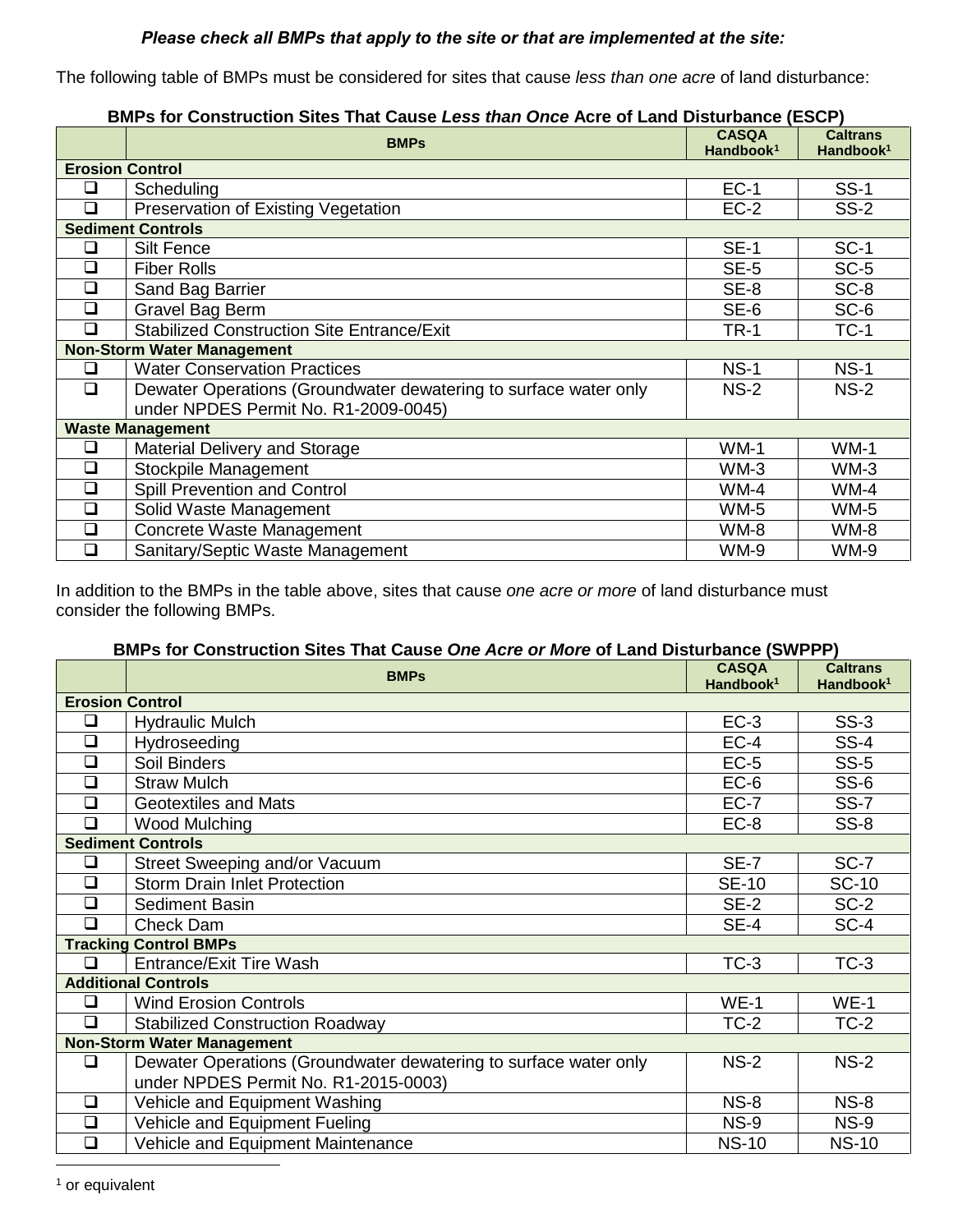***Please check all BMPs that apply to the site or that are implemented at the site:***

The following table of BMPs must be considered for sites that cause *less than one acre* of land disturbance:

**BMPs for Construction Sites That Cause *Less than Once* Acre of Land Disturbance (ESCP)**

| | BMPs | CASQA Handbook[1] | Caltrans Handbook[1] |
|---|---|---|---|
| **Erosion Control** | | | |
| ❑ | Scheduling | EC-1 | SS-1 |
| ❑ | Preservation of Existing Vegetation | EC-2 | SS-2 |
| **Sediment Controls** | | | |
| ❑ | Silt Fence | SE-1 | SC-1 |
| ❑ | Fiber Rolls | SE-5 | SC-5 |
| ❑ | Sand Bag Barrier | SE-8 | SC-8 |
| ❑ | Gravel Bag Berm | SE-6 | SC-6 |
| ❑ | Stabilized Construction Site Entrance/Exit | TR-1 | TC-1 |
| **Non-Storm Water Management** | | | |
| ❑ | Water Conservation Practices | NS-1 | NS-1 |
| ❑ | Dewater Operations (Groundwater dewatering to surface water only under NPDES Permit No. R1-2009-0045) | NS-2 | NS-2 |
| **Waste Management** | | | |
| ❑ | Material Delivery and Storage | WM-1 | WM-1 |
| ❑ | Stockpile Management | WM-3 | WM-3 |
| ❑ | Spill Prevention and Control | WM-4 | WM-4 |
| ❑ | Solid Waste Management | WM-5 | WM-5 |
| ❑ | Concrete Waste Management | WM-8 | WM-8 |
| ❑ | Sanitary/Septic Waste Management | WM-9 | WM-9 |

In addition to the BMPs in the table above, sites that cause *one acre or more* of land disturbance must consider the following BMPs.

**BMPs for Construction Sites That Cause *One Acre or More* of Land Disturbance (SWPPP)**

| | BMPs | CASQA Handbook[1] | Caltrans Handbook[1] |
|---|---|---|---|
| **Erosion Control** | | | |
| ❑ | Hydraulic Mulch | EC-3 | SS-3 |
| ❑ | Hydroseeding | EC-4 | SS-4 |
| ❑ | Soil Binders | EC-5 | SS-5 |
| ❑ | Straw Mulch | EC-6 | SS-6 |
| ❑ | Geotextiles and Mats | EC-7 | SS-7 |
| ❑ | Wood Mulching | EC-8 | SS-8 |
| **Sediment Controls** | | | |
| ❑ | Street Sweeping and/or Vacuum | SE-7 | SC-7 |
| ❑ | Storm Drain Inlet Protection | SE-10 | SC-10 |
| ❑ | Sediment Basin | SE-2 | SC-2 |
| ❑ | Check Dam | SE-4 | SC-4 |
| **Tracking Control BMPs** | | | |
| ❑ | Entrance/Exit Tire Wash | TC-3 | TC-3 |
| **Additional Controls** | | | |
| ❑ | Wind Erosion Controls | WE-1 | WE-1 |
| ❑ | Stabilized Construction Roadway | TC-2 | TC-2 |
| **Non-Storm Water Management** | | | |
| ❑ | Dewater Operations (Groundwater dewatering to surface water only under NPDES Permit No. R1-2015-0003) | NS-2 | NS-2 |
| ❑ | Vehicle and Equipment Washing | NS-8 | NS-8 |
| ❑ | Vehicle and Equipment Fueling | NS-9 | NS-9 |
| ❑ | Vehicle and Equipment Maintenance | NS-10 | NS-10 |

[1] or equivalent